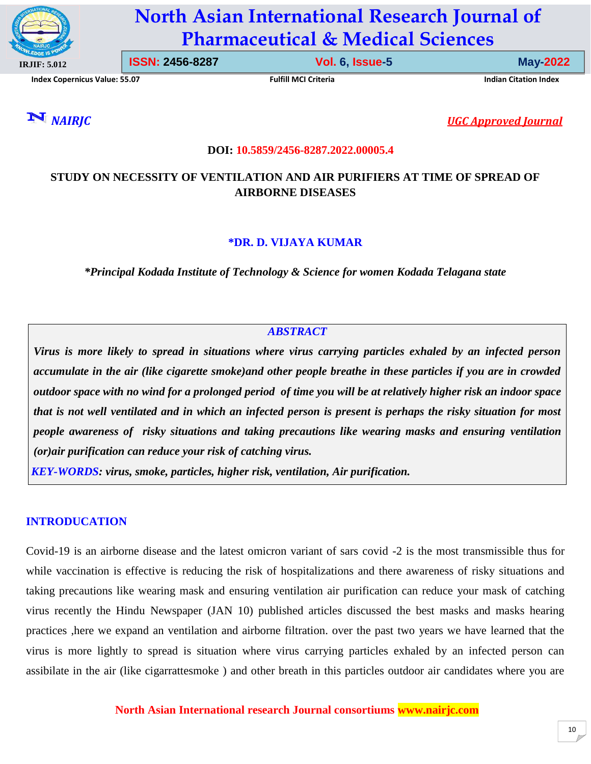**DOI: 10.5859/2456-8287.2022.00005.4**

# STUDY ON NECESSITY OF VENTILATION AND AIR PURIFIERS AT TIME OF SPREAD OF AIRBORNE DISEASES

**\*DR. D. VIJAYA KUMAR**

*\*Principal Kodada Institute of Technology & Science for women Kodada Telagana state*

## ABSTRACT

***Virus is more likely to spread in situations where virus carrying particles exhaled by an infected person accumulate in the air (like cigarette smoke)and other people breathe in these particles if you are in crowded outdoor space with no wind for a prolonged period of time you will be at relatively higher risk an indoor space that is not well ventilated and in which an infected person is present is perhaps the risky situation for most people awareness of risky situations and taking precautions like wearing masks and ensuring ventilation (or)air purification can reduce your risk of catching virus.***

***KEY-WORDS: virus, smoke, particles, higher risk, ventilation, Air purification.***

## INTRODUCTION

Covid-19 is an airborne disease and the latest omicron variant of sars covid -2 is the most transmissible thus for while vaccination is effective is reducing the risk of hospitalizations and there awareness of risky situations and taking precautions like wearing mask and ensuring ventilation air purification can reduce your mask of catching virus recently the Hindu Newspaper (JAN 10) published articles discussed the best masks and masks hearing practices ,here we expand an ventilation and airborne filtration. over the past two years we have learned that the virus is more lightly to spread is situation where virus carrying particles exhaled by an infected person can assibilate in the air (like cigarrattesmoke ) and other breath in this particles outdoor air candidates where you are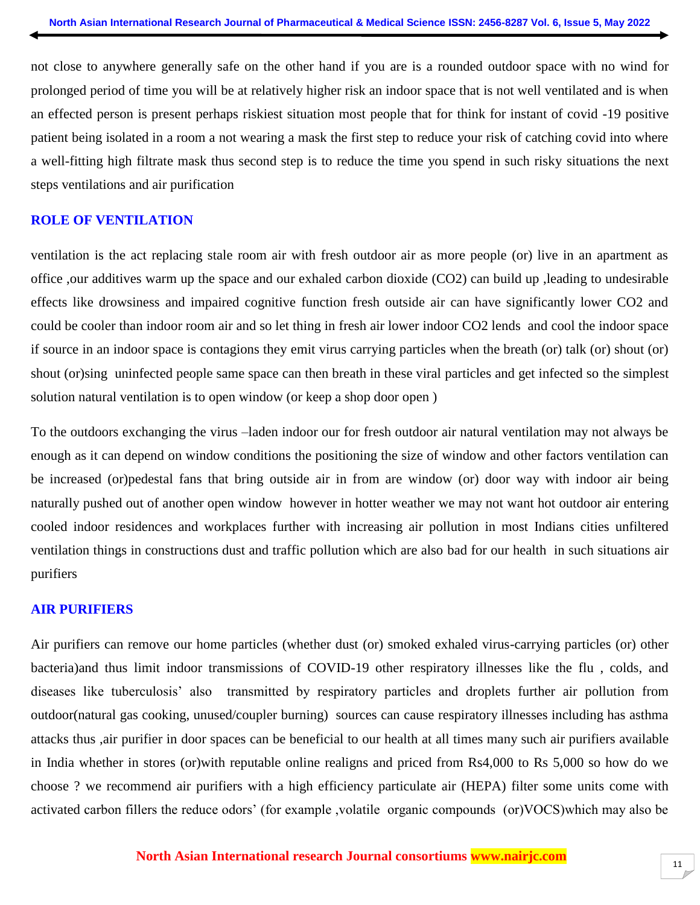not close to anywhere generally safe on the other hand if you are is a rounded outdoor space with no wind for prolonged period of time you will be at relatively higher risk an indoor space that is not well ventilated and is when an effected person is present perhaps riskiest situation most people that for think for instant of covid -19 positive patient being isolated in a room a not wearing a mask the first step to reduce your risk of catching covid into where a well-fitting high filtrate mask thus second step is to reduce the time you spend in such risky situations the next steps ventilations and air purification

## ROLE OF VENTILATION

ventilation is the act replacing stale room air with fresh outdoor air as more people (or) live in an apartment as office ,our additives warm up the space and our exhaled carbon dioxide ($CO_2$) can build up ,leading to undesirable effects like drowsiness and impaired cognitive function fresh outside air can have significantly lower $CO_2$ and could be cooler than indoor room air and so let thing in fresh air lower indoor $CO_2$ lends and cool the indoor space if source in an indoor space is contagions they emit virus carrying particles when the breath (or) talk (or) shout (or) shout (or)sing uninfected people same space can then breath in these viral particles and get infected so the simplest solution natural ventilation is to open window (or keep a shop door open )

To the outdoors exchanging the virus –laden indoor our for fresh outdoor air natural ventilation may not always be enough as it can depend on window conditions the positioning the size of window and other factors ventilation can be increased (or)pedestal fans that bring outside air in from are window (or) door way with indoor air being naturally pushed out of another open window however in hotter weather we may not want hot outdoor air entering cooled indoor residences and workplaces further with increasing air pollution in most Indians cities unfiltered ventilation things in constructions dust and traffic pollution which are also bad for our health in such situations air purifiers

## AIR PURIFIERS

Air purifiers can remove our home particles (whether dust (or) smoked exhaled virus-carrying particles (or) other bacteria)and thus limit indoor transmissions of COVID-19 other respiratory illnesses like the flu , colds, and diseases like tuberculosis' also transmitted by respiratory particles and droplets further air pollution from outdoor(natural gas cooking, unused/coupler burning) sources can cause respiratory illnesses including has asthma attacks thus ,air purifier in door spaces can be beneficial to our health at all times many such air purifiers available in India whether in stores (or)with reputable online realigns and priced from Rs4,000 to Rs 5,000 so how do we choose ? we recommend air purifiers with a high efficiency particulate air (HEPA) filter some units come with activated carbon fillers the reduce odors' (for example ,volatile organic compounds (or)VOCS)which may also be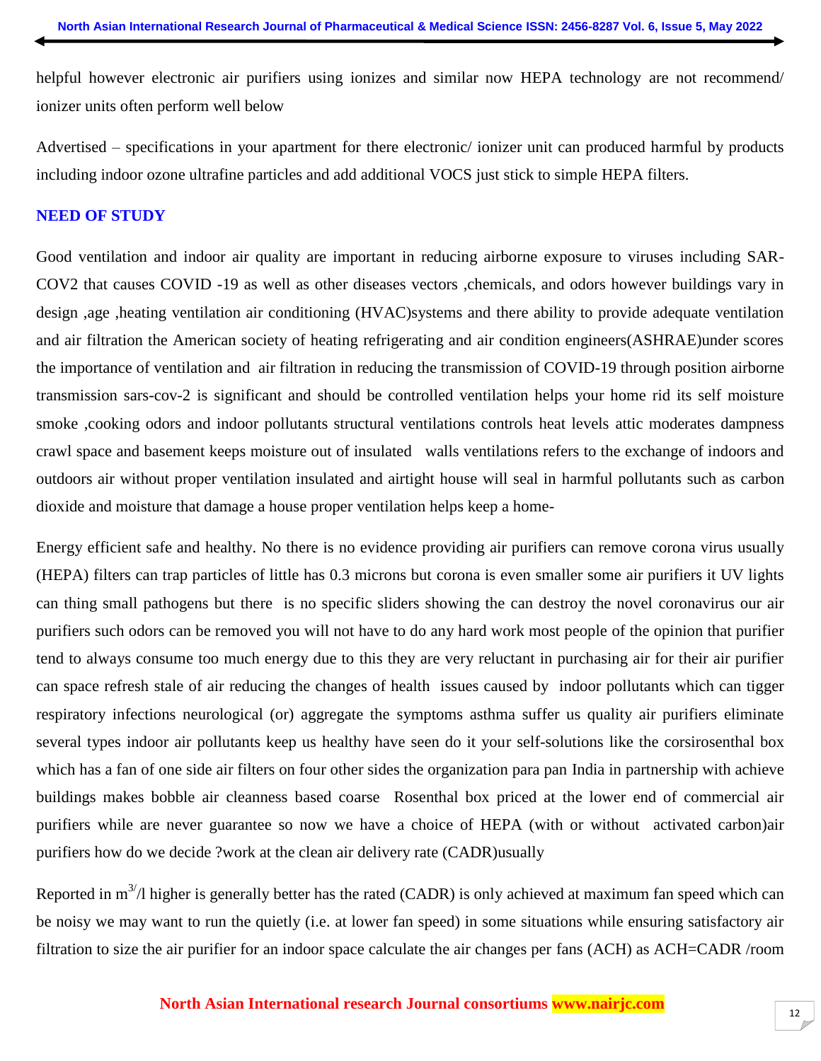helpful however electronic air purifiers using ionizes and similar now HEPA technology are not recommend/ ionizer units often perform well below

Advertised – specifications in your apartment for there electronic/ ionizer unit can produced harmful by products including indoor ozone ultrafine particles and add additional VOCS just stick to simple HEPA filters.

## NEED OF STUDY

Good ventilation and indoor air quality are important in reducing airborne exposure to viruses including SAR-COV2 that causes COVID -19 as well as other diseases vectors ,chemicals, and odors however buildings vary in design ,age ,heating ventilation air conditioning (HVAC)systems and there ability to provide adequate ventilation and air filtration the American society of heating refrigerating and air condition engineers(ASHRAE)under scores the importance of ventilation and air filtration in reducing the transmission of COVID-19 through position airborne transmission sars-cov-2 is significant and should be controlled ventilation helps your home rid its self moisture smoke ,cooking odors and indoor pollutants structural ventilations controls heat levels attic moderates dampness crawl space and basement keeps moisture out of insulated walls ventilations refers to the exchange of indoors and outdoors air without proper ventilation insulated and airtight house will seal in harmful pollutants such as carbon dioxide and moisture that damage a house proper ventilation helps keep a home-

Energy efficient safe and healthy. No there is no evidence providing air purifiers can remove corona virus usually (HEPA) filters can trap particles of little has 0.3 microns but corona is even smaller some air purifiers it UV lights can thing small pathogens but there is no specific sliders showing the can destroy the novel coronavirus our air purifiers such odors can be removed you will not have to do any hard work most people of the opinion that purifier tend to always consume too much energy due to this they are very reluctant in purchasing air for their air purifier can space refresh stale of air reducing the changes of health issues caused by indoor pollutants which can tigger respiratory infections neurological (or) aggregate the symptoms asthma suffer us quality air purifiers eliminate several types indoor air pollutants keep us healthy have seen do it your self-solutions like the corsirosenthal box which has a fan of one side air filters on four other sides the organization para pan India in partnership with achieve buildings makes bobble air cleanness based coarse Rosenthal box priced at the lower end of commercial air purifiers while are never guarantee so now we have a choice of HEPA (with or without activated carbon)air purifiers how do we decide ?work at the clean air delivery rate (CADR)usually

Reported in $m^{3}$/l higher is generally better has the rated (CADR) is only achieved at maximum fan speed which can be noisy we may want to run the quietly (i.e. at lower fan speed) in some situations while ensuring satisfactory air filtration to size the air purifier for an indoor space calculate the air changes per fans (ACH) as ACH=CADR /room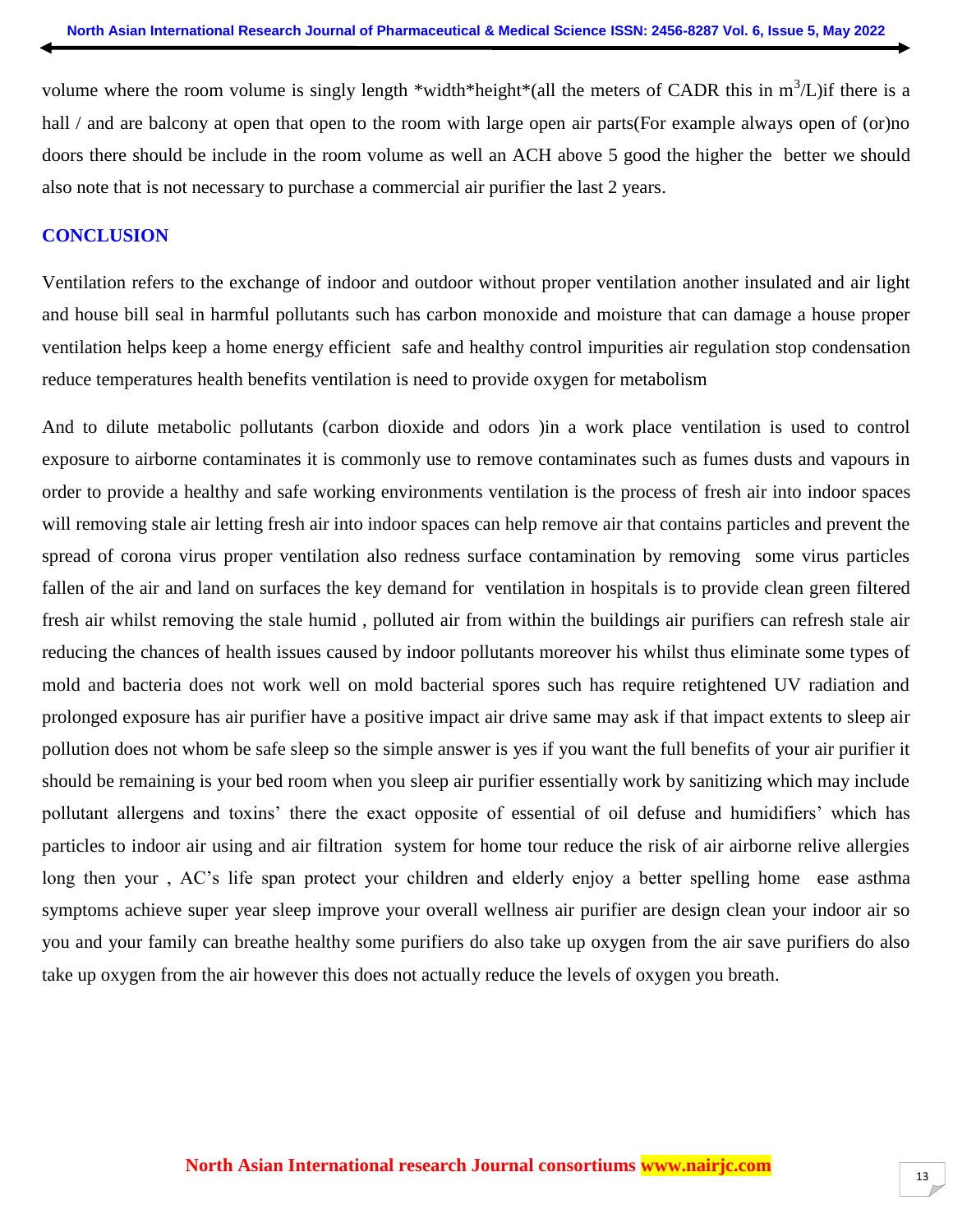volume where the room volume is singly length *width*height*(all the meters of CADR this in $m^3/L$)if there is a hall / and are balcony at open that open to the room with large open air parts(For example always open of (or)no doors there should be include in the room volume as well an ACH above 5 good the higher the better we should also note that is not necessary to purchase a commercial air purifier the last 2 years.

## CONCLUSION

Ventilation refers to the exchange of indoor and outdoor without proper ventilation another insulated and air light and house bill seal in harmful pollutants such has carbon monoxide and moisture that can damage a house proper ventilation helps keep a home energy efficient safe and healthy control impurities air regulation stop condensation reduce temperatures health benefits ventilation is need to provide oxygen for metabolism

And to dilute metabolic pollutants (carbon dioxide and odors )in a work place ventilation is used to control exposure to airborne contaminates it is commonly use to remove contaminates such as fumes dusts and vapours in order to provide a healthy and safe working environments ventilation is the process of fresh air into indoor spaces will removing stale air letting fresh air into indoor spaces can help remove air that contains particles and prevent the spread of corona virus proper ventilation also redness surface contamination by removing some virus particles fallen of the air and land on surfaces the key demand for ventilation in hospitals is to provide clean green filtered fresh air whilst removing the stale humid , polluted air from within the buildings air purifiers can refresh stale air reducing the chances of health issues caused by indoor pollutants moreover his whilst thus eliminate some types of mold and bacteria does not work well on mold bacterial spores such has require retightened UV radiation and prolonged exposure has air purifier have a positive impact air drive same may ask if that impact extents to sleep air pollution does not whom be safe sleep so the simple answer is yes if you want the full benefits of your air purifier it should be remaining is your bed room when you sleep air purifier essentially work by sanitizing which may include pollutant allergens and toxins' there the exact opposite of essential of oil defuse and humidifiers' which has particles to indoor air using and air filtration system for home tour reduce the risk of air airborne relive allergies long then your , AC's life span protect your children and elderly enjoy a better spelling home ease asthma symptoms achieve super year sleep improve your overall wellness air purifier are design clean your indoor air so you and your family can breathe healthy some purifiers do also take up oxygen from the air save purifiers do also take up oxygen from the air however this does not actually reduce the levels of oxygen you breath.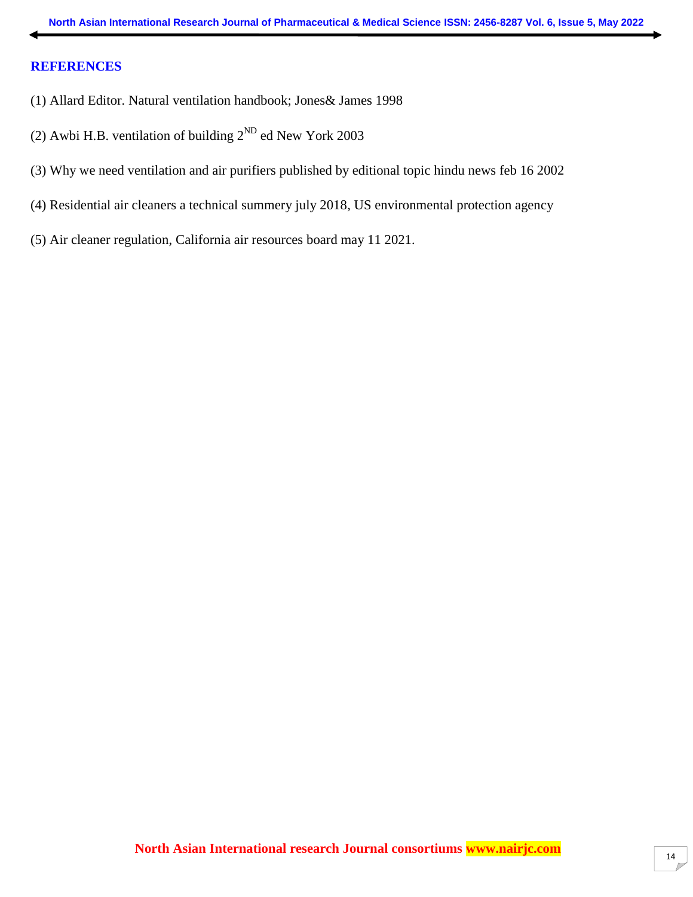## REFERENCES

(1) Allard Editor. Natural ventilation handbook; Jones& James 1998

(2) Awbi H.B. ventilation of building 2$^{ND}$ ed New York 2003

(3) Why we need ventilation and air purifiers published by editional topic hindu news feb 16 2002

(4) Residential air cleaners a technical summery july 2018, US environmental protection agency

(5) Air cleaner regulation, California air resources board may 11 2021.